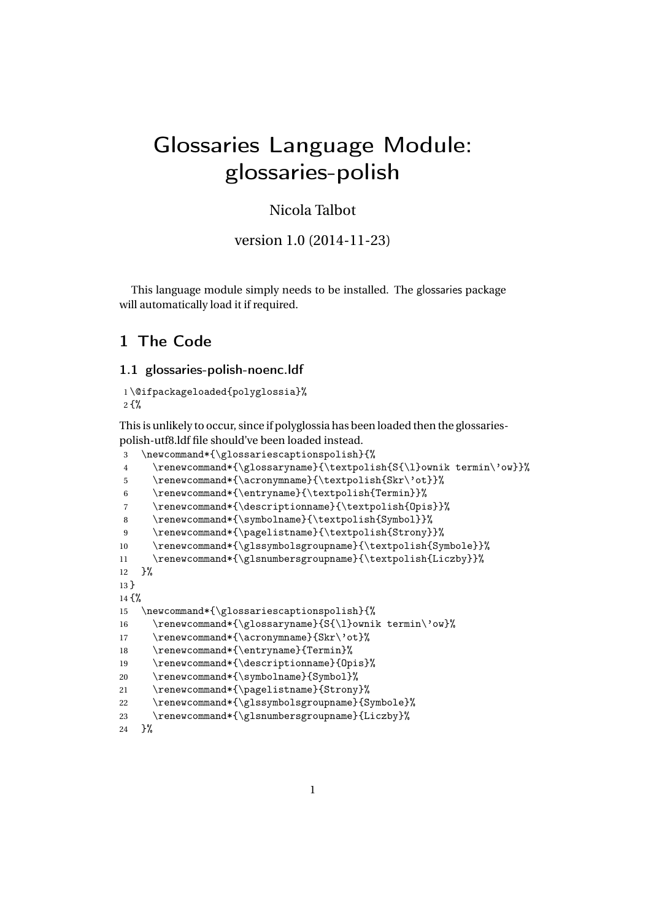# Glossaries Language Module: glossaries-polish

Nicola Talbot

version 1.0 (2014-11-23)

This language module simply needs to be installed. The glossaries package will automatically load it if required.

## 1 The Code

### 1.1 glossaries-polish-noenc.ldf

```
1 \@ifpackageloaded{polyglossia}%
2 {%
```

This is unlikely to occur, since if polyglossia has been loaded then the glossaries-polish-utf8.ldf file should've been loaded instead.

```
3   \newcommand*{\glossariescaptionspolish}{%
4     \renewcommand*{\glossaryname}{\textpolish{S{\l}ownik termin\'ow}}%
5     \renewcommand*{\acronymname}{\textpolish{Skr\'ot}}%
6     \renewcommand*{\entryname}{\textpolish{Termin}}%
7     \renewcommand*{\descriptionname}{\textpolish{Opis}}%
8     \renewcommand*{\symbolname}{\textpolish{Symbol}}%
9     \renewcommand*{\pagelistname}{\textpolish{Strony}}%
10    \renewcommand*{\glssymbolsgroupname}{\textpolish{Symbole}}%
11    \renewcommand*{\glsnumbersgroupname}{\textpolish{Liczby}}%
12  }%
13 }
14 {%
15   \newcommand*{\glossariescaptionspolish}{%
16     \renewcommand*{\glossaryname}{S{\l}ownik termin\'ow}%
17     \renewcommand*{\acronymname}{Skr\'ot}%
18     \renewcommand*{\entryname}{Termin}%
19     \renewcommand*{\descriptionname}{Opis}%
20     \renewcommand*{\symbolname}{Symbol}%
21     \renewcommand*{\pagelistname}{Strony}%
22     \renewcommand*{\glssymbolsgroupname}{Symbole}%
23     \renewcommand*{\glsnumbersgroupname}{Liczby}%
24   }%
```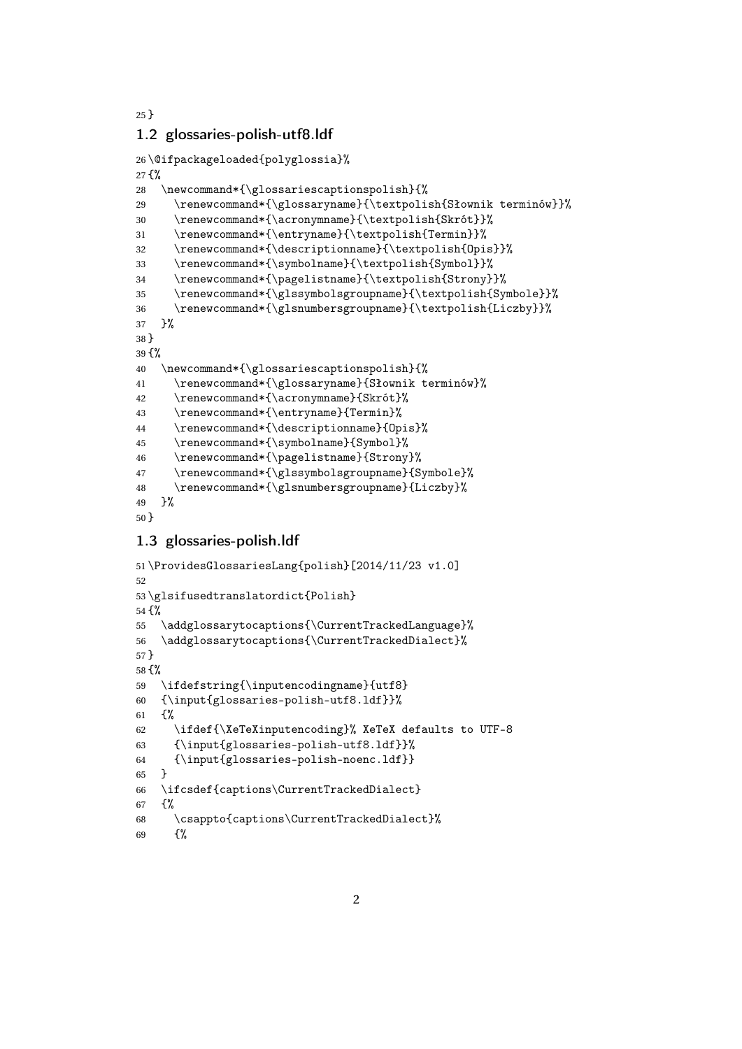```
25 }
```

## 1.2 glossaries-polish-utf8.ldf

```
26 \@ifpackageloaded{polyglossia}%
27 {%
28   \newcommand*{\glossariescaptionspolish}{%
29     \renewcommand*{\glossaryname}{\textpolish{Słownik terminów}}%
30     \renewcommand*{\acronymname}{\textpolish{Skrót}}%
31     \renewcommand*{\entryname}{\textpolish{Termin}}%
32     \renewcommand*{\descriptionname}{\textpolish{Opis}}%
33     \renewcommand*{\symbolname}{\textpolish{Symbol}}%
34     \renewcommand*{\pagelistname}{\textpolish{Strony}}%
35     \renewcommand*{\glssymbolsgroupname}{\textpolish{Symbole}}%
36     \renewcommand*{\glsnumbersgroupname}{\textpolish{Liczby}}%
37   }%
38 }
39 {%
40   \newcommand*{\glossariescaptionspolish}{%
41     \renewcommand*{\glossaryname}{Słownik terminów}%
42     \renewcommand*{\acronymname}{Skrót}%
43     \renewcommand*{\entryname}{Termin}%
44     \renewcommand*{\descriptionname}{Opis}%
45     \renewcommand*{\symbolname}{Symbol}%
46     \renewcommand*{\pagelistname}{Strony}%
47     \renewcommand*{\glssymbolsgroupname}{Symbole}%
48     \renewcommand*{\glsnumbersgroupname}{Liczby}%
49   }%
50 }
```

## 1.3 glossaries-polish.ldf

```
51 \ProvidesGlossariesLang{polish}[2014/11/23 v1.0]
52
53 \glsifusedtranslatordict{Polish}
54 {%
55   \addglossarytocaptions{\CurrentTrackedLanguage}%
56   \addglossarytocaptions{\CurrentTrackedDialect}%
57 }
58 {%
59   \ifdefstring{\inputencodingname}{utf8}
60   {\input{glossaries-polish-utf8.ldf}}%
61   {%
62     \ifdef{\XeTeXinputencoding}% XeTeX defaults to UTF-8
63     {\input{glossaries-polish-utf8.ldf}}%
64     {\input{glossaries-polish-noenc.ldf}}
65   }
66   \ifcsdef{captions\CurrentTrackedDialect}
67   {%
68     \csappto{captions\CurrentTrackedDialect}%
69     {%
```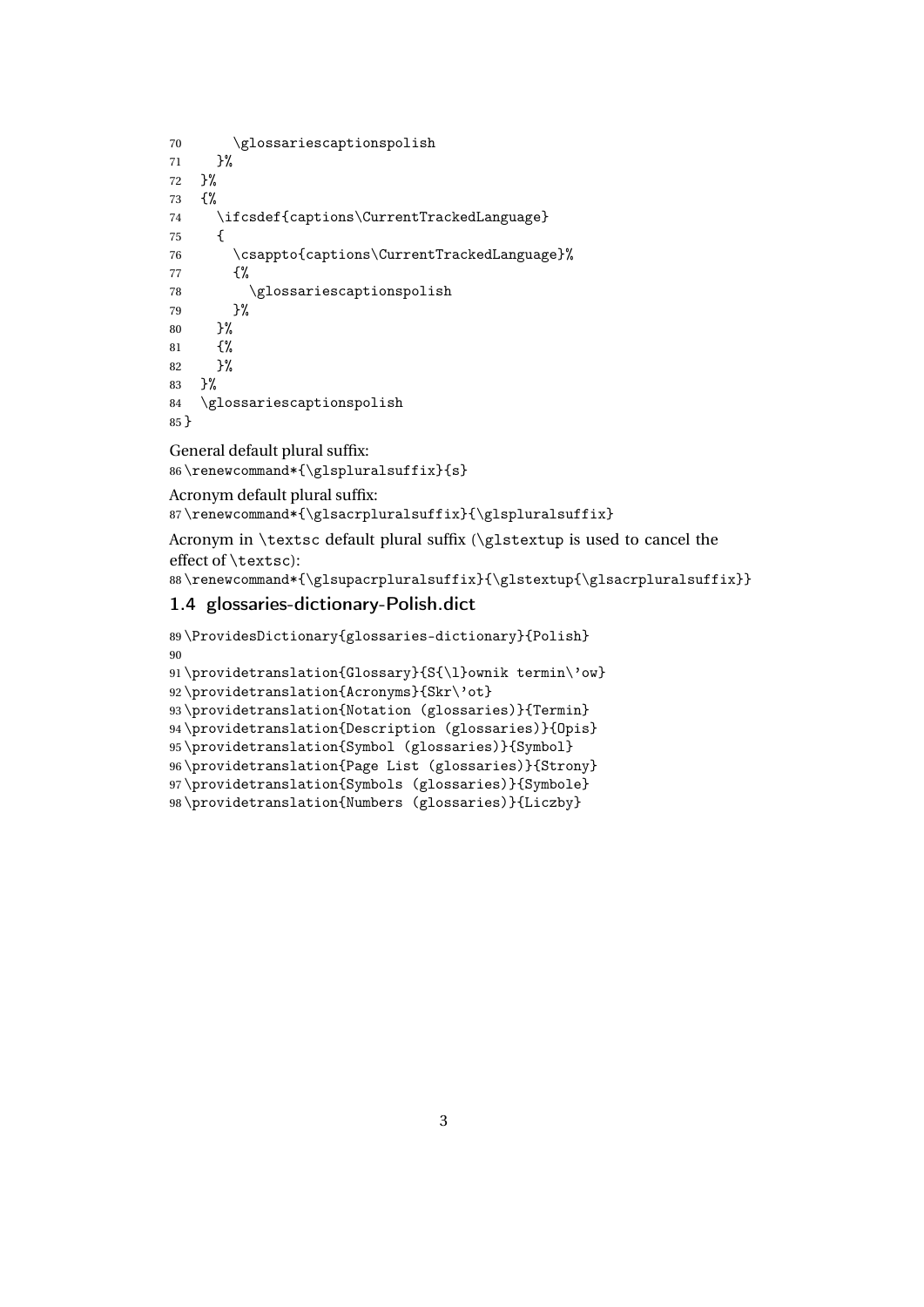```
70      \glossariescaptionspolish
71    }%
72  }%
73  {%
74    \ifcsdef{captions\CurrentTrackedLanguage}
75    {
76      \csappto{captions\CurrentTrackedLanguage}%
77      {%
78        \glossariescaptionspolish
79      }%
80    }%
81    {%
82    }%
83  }%
84  \glossariescaptionspolish
85 }
```

General default plural suffix:

```
86 \renewcommand*{\glspluralsuffix}{s}
```

Acronym default plural suffix:

```
87 \renewcommand*{\glsacrpluralsuffix}{\glspluralsuffix}
```

Acronym in \textsc default plural suffix (\glstextup is used to cancel the effect of \textsc):

```
88 \renewcommand*{\glsupacrpluralsuffix}{\glstextup{\glsacrpluralsuffix}}
```

## 1.4 glossaries-dictionary-Polish.dict

```
89 \ProvidesDictionary{glossaries-dictionary}{Polish}
90
91 \providetranslation{Glossary}{S{\l}ownik termin\'ow}
92 \providetranslation{Acronyms}{Skr\'ot}
93 \providetranslation{Notation (glossaries)}{Termin}
94 \providetranslation{Description (glossaries)}{Opis}
95 \providetranslation{Symbol (glossaries)}{Symbol}
96 \providetranslation{Page List (glossaries)}{Strony}
97 \providetranslation{Symbols (glossaries)}{Symbole}
98 \providetranslation{Numbers (glossaries)}{Liczby}
```